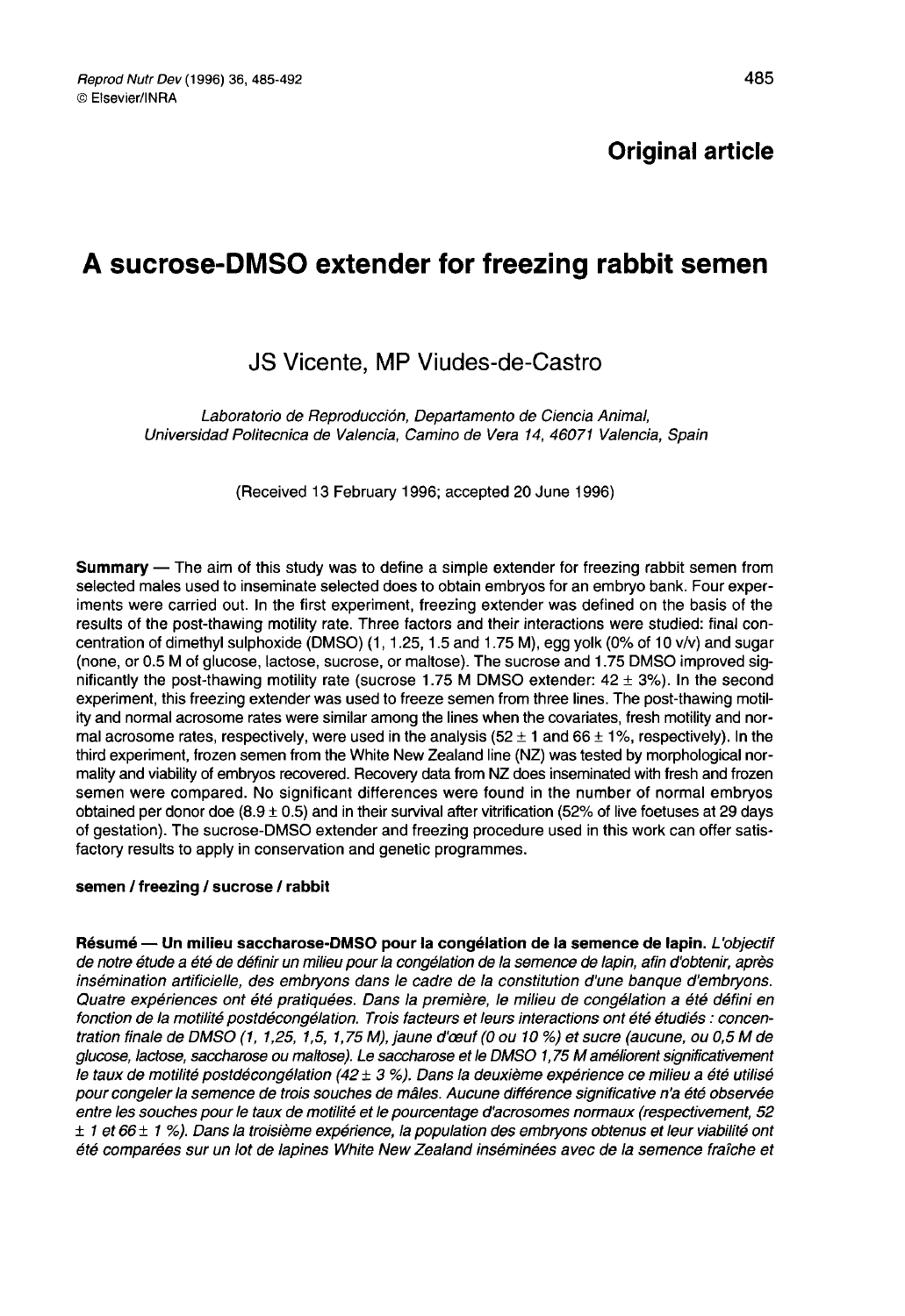**Original article**

# A sucrose-DMSO extender for freezing rabbit semen

JS Vicente, MP Viudes-de-Castro

*Laboratorio de Reproducción, Departamento de Ciencia Animal, Universidad Politecnica de Valencia, Camino de Vera 14, 46071 Valencia, Spain*

(Received 13 February 1996; accepted 20 June 1996)

**Summary** — The aim of this study was to define a simple extender for freezing rabbit semen from selected males used to inseminate selected does to obtain embryos for an embryo bank. Four experiments were carried out. In the first experiment, freezing extender was defined on the basis of the results of the post-thawing motility rate. Three factors and their interactions were studied: final concentration of dimethyl sulphoxide (DMSO) (1, 1.25, 1.5 and 1.75 M), egg yolk (0% of 10 v/v) and sugar (none, or 0.5 M of glucose, lactose, sucrose, or maltose). The sucrose and 1.75 DMSO improved significantly the post-thawing motility rate (sucrose 1.75 M DMSO extender: 42 ± 3%). In the second experiment, this freezing extender was used to freeze semen from three lines. The post-thawing motility and normal acrosome rates were similar among the lines when the covariates, fresh motility and normal acrosome rates, respectively, were used in the analysis (52 ± 1 and 66 ± 1%, respectively). In the third experiment, frozen semen from the White New Zealand line (NZ) was tested by morphological normality and viability of embryos recovered. Recovery data from NZ does inseminated with fresh and frozen semen were compared. No significant differences were found in the number of normal embryos obtained per donor doe (8.9 ± 0.5) and in their survival after vitrification (52% of live foetuses at 29 days of gestation). The sucrose-DMSO extender and freezing procedure used in this work can offer satisfactory results to apply in conservation and genetic programmes.

**semen / freezing / sucrose / rabbit**

**Résumé — Un milieu saccharose-DMSO pour la congélation de la semence de lapin.** *L'objectif de notre étude a été de définir un milieu pour la congélation de la semence de lapin, afin d'obtenir, après insémination artificielle, des embryons dans le cadre de la constitution d'une banque d'embryons. Quatre expériences ont été pratiquées. Dans la première, le milieu de congélation a été défini en fonction de la motilité postdécongélation. Trois facteurs et leurs interactions ont été étudiés : concentration finale de DMSO (1, 1,25, 1,5, 1,75 M), jaune d'œuf (0 ou 10 %) et sucre (aucune, ou 0,5 M de glucose, lactose, saccharose ou maltose). Le saccharose et le DMSO 1,75 M améliorent significativement le taux de motilité postdécongélation (42 ± 3 %). Dans la deuxième expérience ce milieu a été utilisé pour congeler la semence de trois souches de mâles. Aucune différence significative n'a été observée entre les souches pour le taux de motilité et le pourcentage d'acrosomes normaux (respectivement, 52 ± 1 et 66 ± 1 %). Dans la troisième expérience, la population des embryons obtenus et leur viabilité ont été comparées sur un lot de lapines White New Zealand inséminées avec de la semence fraîche et*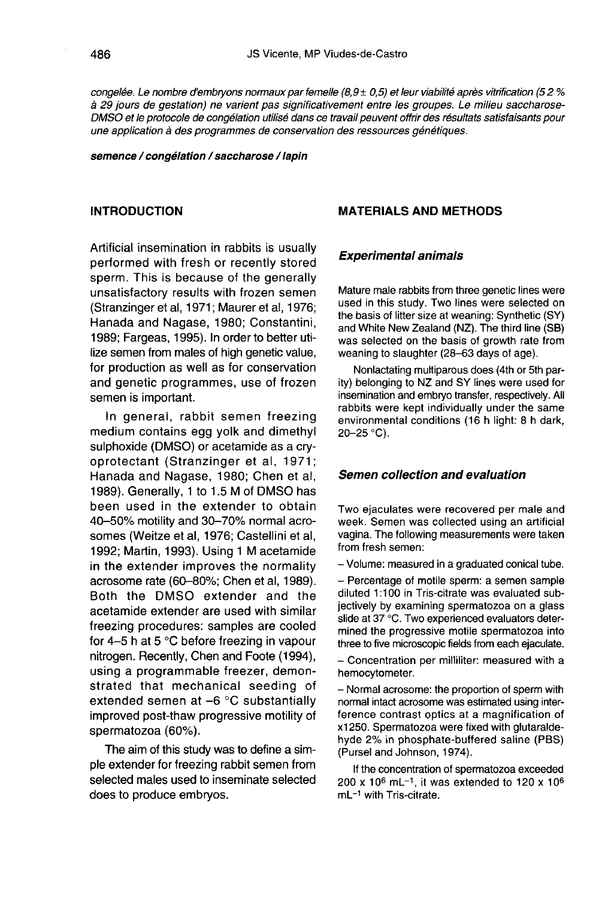*congelée. Le nombre d'embryons normaux par femelle (8,9 ± 0,5) et leur viabilité après vitrification (5 2 % à 29 jours de gestation) ne varient pas significativement entre les groupes. Le milieu saccharose-DMSO et le protocole de congélation utilisé dans ce travail peuvent offrir des résultats satisfaisants pour une application à des programmes de conservation des ressources génétiques.*

***semence / congélation / saccharose / lapin***

## INTRODUCTION

Artificial insemination in rabbits is usually performed with fresh or recently stored sperm. This is because of the generally unsatisfactory results with frozen semen (Stranzinger et al, 1971; Maurer et al, 1976; Hanada and Nagase, 1980; Constantini, 1989; Fargeas, 1995). In order to better utilize semen from males of high genetic value, for production as well as for conservation and genetic programmes, use of frozen semen is important.

In general, rabbit semen freezing medium contains egg yolk and dimethyl sulphoxide (DMSO) or acetamide as a cryoprotectant (Stranzinger et al, 1971; Hanada and Nagase, 1980; Chen et al, 1989). Generally, 1 to 1.5 M of DMSO has been used in the extender to obtain 40–50% motility and 30–70% normal acrosomes (Weitze et al, 1976; Castellini et al, 1992; Martin, 1993). Using 1 M acetamide in the extender improves the normality acrosome rate (60–80%; Chen et al, 1989). Both the DMSO extender and the acetamide extender are used with similar freezing procedures: samples are cooled for 4–5 h at 5 °C before freezing in vapour nitrogen. Recently, Chen and Foote (1994), using a programmable freezer, demonstrated that mechanical seeding of extended semen at –6 °C substantially improved post-thaw progressive motility of spermatozoa (60%).

The aim of this study was to define a simple extender for freezing rabbit semen from selected males used to inseminate selected does to produce embryos.

## MATERIALS AND METHODS

### *Experimental animals*

Mature male rabbits from three genetic lines were used in this study. Two lines were selected on the basis of litter size at weaning: Synthetic (SY) and White New Zealand (NZ). The third line (SB) was selected on the basis of growth rate from weaning to slaughter (28–63 days of age).

Nonlactating multiparous does (4th or 5th parity) belonging to NZ and SY lines were used for insemination and embryo transfer, respectively. All rabbits were kept individually under the same environmental conditions (16 h light: 8 h dark, 20–25 °C).

### *Semen collection and evaluation*

Two ejaculates were recovered per male and week. Semen was collected using an artificial vagina. The following measurements were taken from fresh semen:

– Volume: measured in a graduated conical tube.

– Percentage of motile sperm: a semen sample diluted 1:100 in Tris-citrate was evaluated subjectively by examining spermatozoa on a glass slide at 37 °C. Two experienced evaluators determined the progressive motile spermatozoa into three to five microscopic fields from each ejaculate.

– Concentration per milliliter: measured with a hemocytometer.

– Normal acrosome: the proportion of sperm with normal intact acrosome was estimated using interference contrast optics at a magnification of x1250. Spermatozoa were fixed with glutaraldehyde 2% in phosphate-buffered saline (PBS) (Pursel and Johnson, 1974).

If the concentration of spermatozoa exceeded 200 x $10^6$ $mL^{-1}$, it was extended to 120 x $10^6$ $mL^{-1}$ with Tris-citrate.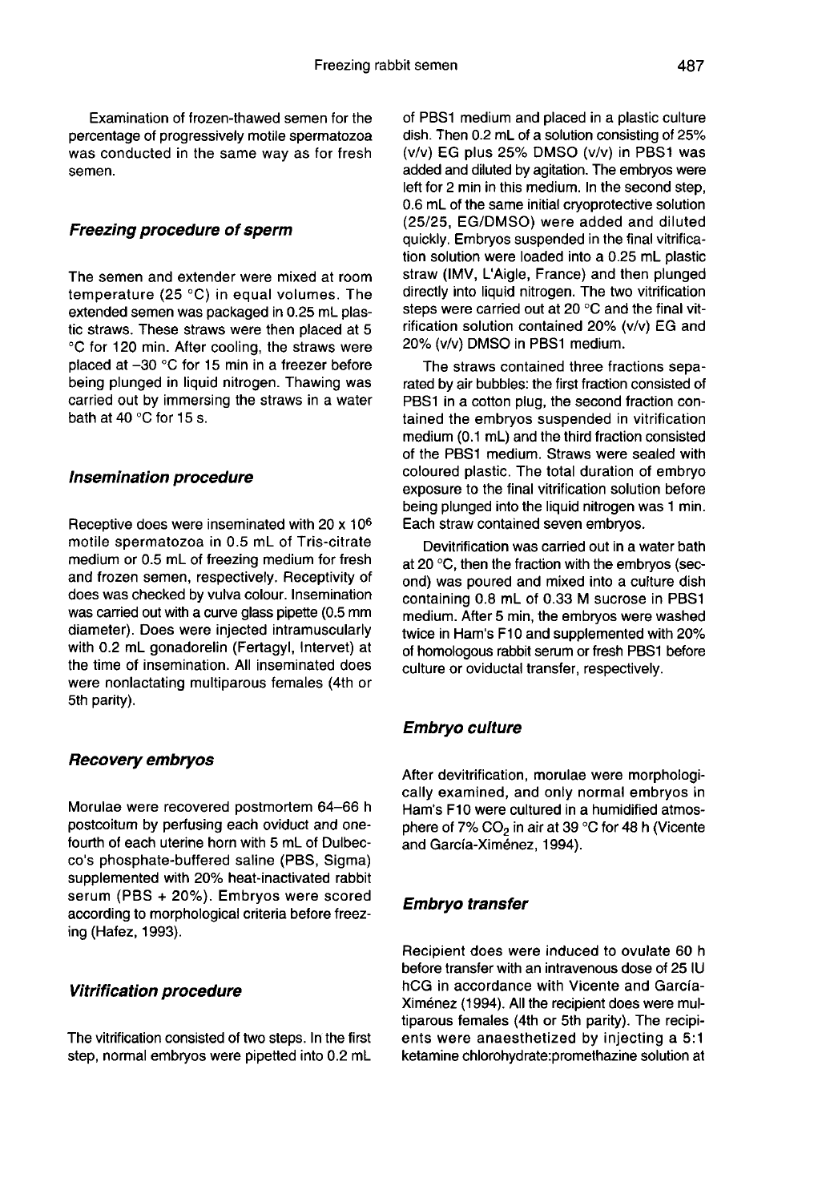Examination of frozen-thawed semen for the percentage of progressively motile spermatozoa was conducted in the same way as for fresh semen.

### *Freezing procedure of sperm*

The semen and extender were mixed at room temperature (25 °C) in equal volumes. The extended semen was packaged in 0.25 mL plastic straws. These straws were then placed at 5 °C for 120 min. After cooling, the straws were placed at –30 °C for 15 min in a freezer before being plunged in liquid nitrogen. Thawing was carried out by immersing the straws in a water bath at 40 °C for 15 s.

### *Insemination procedure*

Receptive does were inseminated with 20 x $10^6$ motile spermatozoa in 0.5 mL of Tris-citrate medium or 0.5 mL of freezing medium for fresh and frozen semen, respectively. Receptivity of does was checked by vulva colour. Insemination was carried out with a curve glass pipette (0.5 mm diameter). Does were injected intramuscularly with 0.2 mL gonadorelin (Fertagyl, Intervet) at the time of insemination. All inseminated does were nonlactating multiparous females (4th or 5th parity).

### *Recovery embryos*

Morulae were recovered postmortem 64–66 h postcoitum by perfusing each oviduct and one-fourth of each uterine horn with 5 mL of Dulbecco's phosphate-buffered saline (PBS, Sigma) supplemented with 20% heat-inactivated rabbit serum (PBS + 20%). Embryos were scored according to morphological criteria before freezing (Hafez, 1993).

### *Vitrification procedure*

The vitrification consisted of two steps. In the first step, normal embryos were pipetted into 0.2 mL of PBS1 medium and placed in a plastic culture dish. Then 0.2 mL of a solution consisting of 25% (v/v) EG plus 25% DMSO (v/v) in PBS1 was added and diluted by agitation. The embryos were left for 2 min in this medium. In the second step, 0.6 mL of the same initial cryoprotective solution (25/25, EG/DMSO) were added and diluted quickly. Embryos suspended in the final vitrification solution were loaded into a 0.25 mL plastic straw (IMV, L'Aigle, France) and then plunged directly into liquid nitrogen. The two vitrification steps were carried out at 20 °C and the final vitrification solution contained 20% (v/v) EG and 20% (v/v) DMSO in PBS1 medium.

The straws contained three fractions separated by air bubbles: the first fraction consisted of PBS1 in a cotton plug, the second fraction contained the embryos suspended in vitrification medium (0.1 mL) and the third fraction consisted of the PBS1 medium. Straws were sealed with coloured plastic. The total duration of embryo exposure to the final vitrification solution before being plunged into the liquid nitrogen was 1 min. Each straw contained seven embryos.

Devitrification was carried out in a water bath at 20 °C, then the fraction with the embryos (second) was poured and mixed into a culture dish containing 0.8 mL of 0.33 M sucrose in PBS1 medium. After 5 min, the embryos were washed twice in Ham's F10 and supplemented with 20% of homologous rabbit serum or fresh PBS1 before culture or oviductal transfer, respectively.

### *Embryo culture*

After devitrification, morulae were morphologically examined, and only normal embryos in Ham's F10 were cultured in a humidified atmosphere of 7% $CO_2$ in air at 39 °C for 48 h (Vicente and García-Ximénez, 1994).

### *Embryo transfer*

Recipient does were induced to ovulate 60 h before transfer with an intravenous dose of 25 IU hCG in accordance with Vicente and García-Ximénez (1994). All the recipient does were multiparous females (4th or 5th parity). The recipients were anaesthetized by injecting a 5:1 ketamine chlorohydrate:promethazine solution at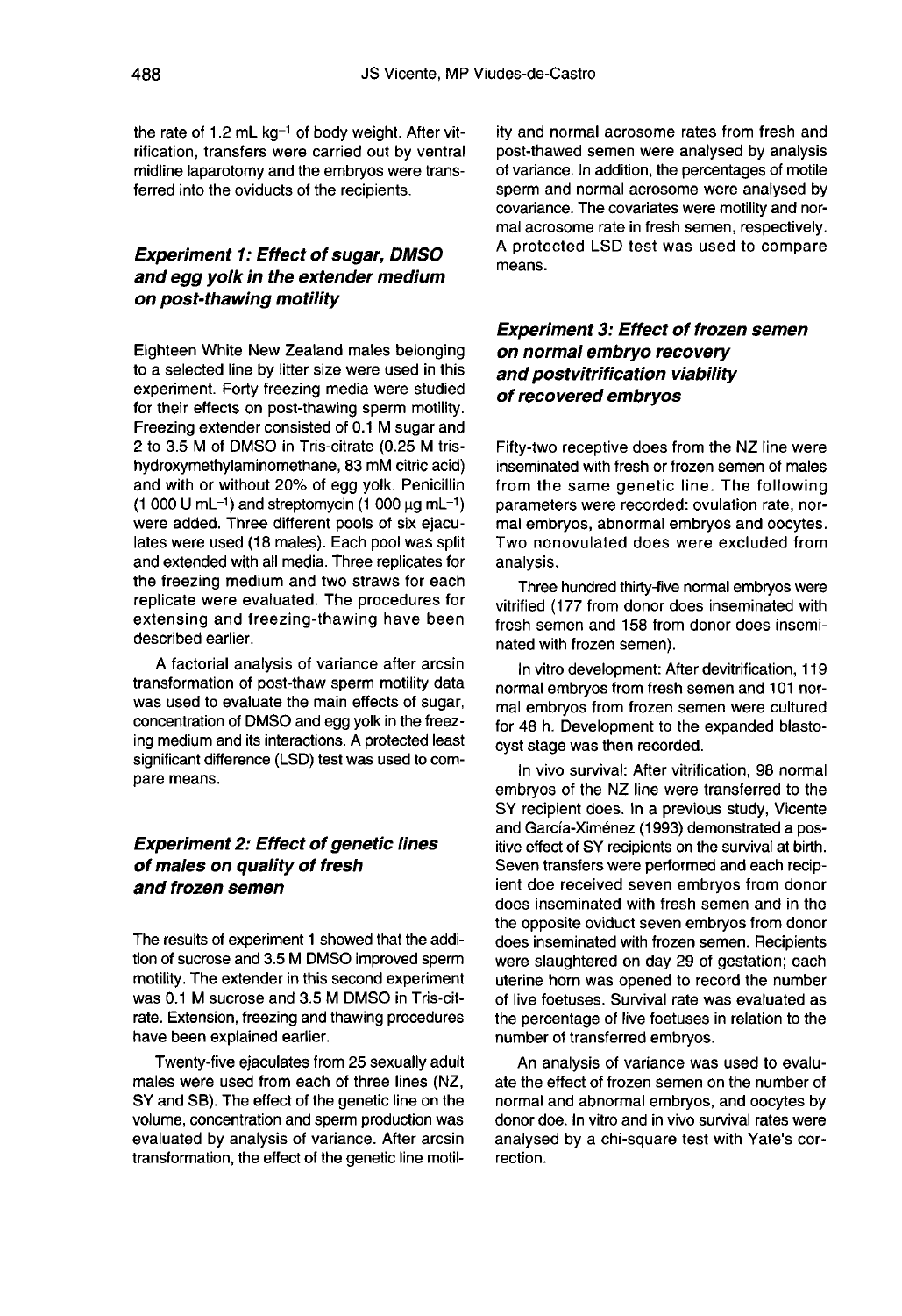the rate of 1.2 mL $kg^{-1}$ of body weight. After vitrification, transfers were carried out by ventral midline laparotomy and the embryos were transferred into the oviducts of the recipients.

### *Experiment 1: Effect of sugar, DMSO and egg yolk in the extender medium on post-thawing motility*

Eighteen White New Zealand males belonging to a selected line by litter size were used in this experiment. Forty freezing media were studied for their effects on post-thawing sperm motility. Freezing extender consisted of 0.1 M sugar and 2 to 3.5 M of DMSO in Tris-citrate (0.25 M tris-hydroxymethylaminomethane, 83 mM citric acid) and with or without 20% of egg yolk. Penicillin (1 000 U $mL^{-1}$) and streptomycin (1 000 μg $mL^{-1}$) were added. Three different pools of six ejaculates were used (18 males). Each pool was split and extended with all media. Three replicates for the freezing medium and two straws for each replicate were evaluated. The procedures for extensing and freezing-thawing have been described earlier.

A factorial analysis of variance after arcsin transformation of post-thaw sperm motility data was used to evaluate the main effects of sugar, concentration of DMSO and egg yolk in the freezing medium and its interactions. A protected least significant difference (LSD) test was used to compare means.

### *Experiment 2: Effect of genetic lines of males on quality of fresh and frozen semen*

The results of experiment 1 showed that the addition of sucrose and 3.5 M DMSO improved sperm motility. The extender in this second experiment was 0.1 M sucrose and 3.5 M DMSO in Tris-citrate. Extension, freezing and thawing procedures have been explained earlier.

Twenty-five ejaculates from 25 sexually adult males were used from each of three lines (NZ, SY and SB). The effect of the genetic line on the volume, concentration and sperm production was evaluated by analysis of variance. After arcsin transformation, the effect of the genetic line motility and normal acrosome rates from fresh and post-thawed semen were analysed by analysis of variance. In addition, the percentages of motile sperm and normal acrosome were analysed by covariance. The covariates were motility and normal acrosome rate in fresh semen, respectively. A protected LSD test was used to compare means.

### *Experiment 3: Effect of frozen semen on normal embryo recovery and postvitrification viability of recovered embryos*

Fifty-two receptive does from the NZ line were inseminated with fresh or frozen semen of males from the same genetic line. The following parameters were recorded: ovulation rate, normal embryos, abnormal embryos and oocytes. Two nonovulated does were excluded from analysis.

Three hundred thirty-five normal embryos were vitrified (177 from donor does inseminated with fresh semen and 158 from donor does inseminated with frozen semen).

In vitro development: After devitrification, 119 normal embryos from fresh semen and 101 normal embryos from frozen semen were cultured for 48 h. Development to the expanded blastocyst stage was then recorded.

In vivo survival: After vitrification, 98 normal embryos of the NZ line were transferred to the SY recipient does. In a previous study, Vicente and García-Ximénez (1993) demonstrated a positive effect of SY recipients on the survival at birth. Seven transfers were performed and each recipient doe received seven embryos from donor does inseminated with fresh semen and in the the opposite oviduct seven embryos from donor does inseminated with frozen semen. Recipients were slaughtered on day 29 of gestation; each uterine horn was opened to record the number of live foetuses. Survival rate was evaluated as the percentage of live foetuses in relation to the number of transferred embryos.

An analysis of variance was used to evaluate the effect of frozen semen on the number of normal and abnormal embryos, and oocytes by donor doe. In vitro and in vivo survival rates were analysed by a chi-square test with Yate's correction.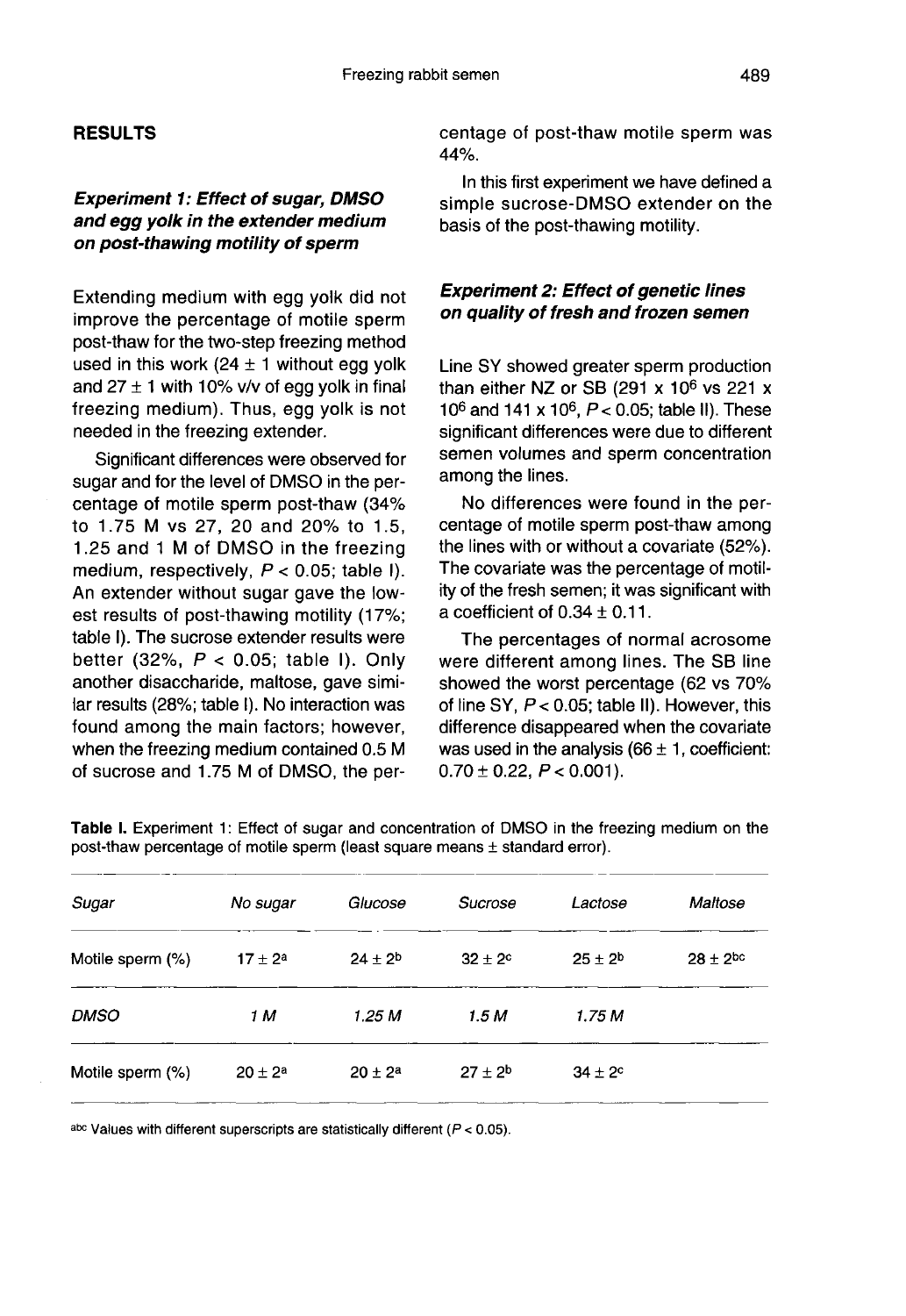## RESULTS

### *Experiment 1: Effect of sugar, DMSO and egg yolk in the extender medium on post-thawing motility of sperm*

Extending medium with egg yolk did not improve the percentage of motile sperm post-thaw for the two-step freezing method used in this work (24 ± 1 without egg yolk and 27 ± 1 with 10% v/v of egg yolk in final freezing medium). Thus, egg yolk is not needed in the freezing extender.

Significant differences were observed for sugar and for the level of DMSO in the percentage of motile sperm post-thaw (34% to 1.75 M vs 27, 20 and 20% to 1.5, 1.25 and 1 M of DMSO in the freezing medium, respectively, $P < 0.05$; table I). An extender without sugar gave the lowest results of post-thawing motility (17%; table I). The sucrose extender results were better (32%, $P < 0.05$; table I). Only another disaccharide, maltose, gave similar results (28%; table I). No interaction was found among the main factors; however, when the freezing medium contained 0.5 M of sucrose and 1.75 M of DMSO, the percentage of post-thaw motile sperm was 44%.

In this first experiment we have defined a simple sucrose-DMSO extender on the basis of the post-thawing motility.

### *Experiment 2: Effect of genetic lines on quality of fresh and frozen semen*

Line SY showed greater sperm production than either NZ or SB ($291 \times 10^6$ vs $221 \times 10^6$ and $141 \times 10^6$, $P < 0.05$; table II). These significant differences were due to different semen volumes and sperm concentration among the lines.

No differences were found in the percentage of motile sperm post-thaw among the lines with or without a covariate (52%). The covariate was the percentage of motility of the fresh semen; it was significant with a coefficient of 0.34 ± 0.11.

The percentages of normal acrosome were different among lines. The SB line showed the worst percentage (62 vs 70% of line SY, $P < 0.05$; table II). However, this difference disappeared when the covariate was used in the analysis (66 ± 1, coefficient: 0.70 ± 0.22, $P < 0.001$).

**Table I.** Experiment 1: Effect of sugar and concentration of DMSO in the freezing medium on the post-thaw percentage of motile sperm (least square means ± standard error).

| *Sugar* | *No sugar* | *Glucose* | *Sucrose* | *Lactose* | *Maltose* |
|---|---|---|---|---|---|
| Motile sperm (%) | $17 \pm 2^{a}$ | $24 \pm 2^{b}$ | $32 \pm 2^{c}$ | $25 \pm 2^{b}$ | $28 \pm 2^{bc}$ |
| *DMSO* | *1 M* | *1.25 M* | *1.5 M* | *1.75 M* | |
| Motile sperm (%) | $20 \pm 2^{a}$ | $20 \pm 2^{a}$ | $27 \pm 2^{b}$ | $34 \pm 2^{c}$ | |

[abc] Values with different superscripts are statistically different ($P < 0.05$).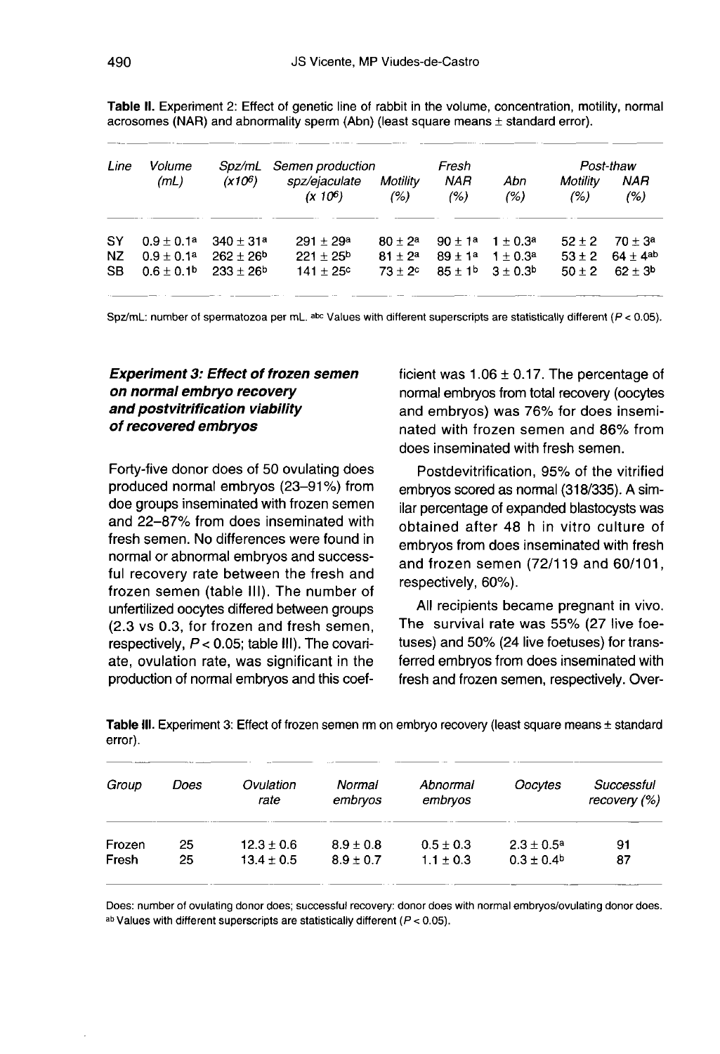**Table II.** Experiment 2: Effect of genetic line of rabbit in the volume, concentration, motility, normal acrosomes (NAR) and abnormality sperm (Abn) (least square means ± standard error).

| Line | Volume (mL) | Spz/mL ($x10^6$) | Semen production spz/ejaculate ($x 10^6$) | Motility (%) | Fresh NAR (%) | Abn (%) | Post-thaw Motility (%) | Post-thaw NAR (%) |
|---|---|---|---|---|---|---|---|---|
| SY | 0.9 ± 0.1[a] | 340 ± 31[a] | 291 ± 29[a] | 80 ± 2[a] | 90 ± 1[a] | 1 ± 0.3[a] | 52 ± 2 | 70 ± 3[a] |
| NZ | 0.9 ± 0.1[a] | 262 ± 26[b] | 221 ± 25[b] | 81 ± 2[a] | 89 ± 1[a] | 1 ± 0.3[a] | 53 ± 2 | 64 ± 4[ab] |
| SB | 0.6 ± 0.1[b] | 233 ± 26[b] | 141 ± 25[c] | 73 ± 2[c] | 85 ± 1[b] | 3 ± 0.3[b] | 50 ± 2 | 62 ± 3[b] |

Spz/mL: number of spermatozoa per mL. [abc] Values with different superscripts are statistically different ($P < 0.05$).

### *Experiment 3: Effect of frozen semen on normal embryo recovery and postvitrification viability of recovered embryos*

Forty-five donor does of 50 ovulating does produced normal embryos (23–91%) from doe groups inseminated with frozen semen and 22–87% from does inseminated with fresh semen. No differences were found in normal or abnormal embryos and successful recovery rate between the fresh and frozen semen (table III). The number of unfertilized oocytes differed between groups (2.3 vs 0.3, for frozen and fresh semen, respectively, $P < 0.05$; table III). The covariate, ovulation rate, was significant in the production of normal embryos and this coefficient was 1.06 ± 0.17. The percentage of normal embryos from total recovery (oocytes and embryos) was 76% for does inseminated with frozen semen and 86% from does inseminated with fresh semen.

Postdevitrification, 95% of the vitrified embryos scored as normal (318/335). A similar percentage of expanded blastocysts was obtained after 48 h in vitro culture of embryos from does inseminated with fresh and frozen semen (72/119 and 60/101, respectively, 60%).

All recipients became pregnant in vivo. The survival rate was 55% (27 live foetuses) and 50% (24 live foetuses) for transferred embryos from does inseminated with fresh and frozen semen, respectively. Over-

**Table III.** Experiment 3: Effect of frozen semen rm on embryo recovery (least square means ± standard error).

| Group | Does | Ovulation rate | Normal embryos | Abnormal embryos | Oocytes | Successful recovery (%) |
|---|---|---|---|---|---|---|
| Frozen | 25 | 12.3 ± 0.6 | 8.9 ± 0.8 | 0.5 ± 0.3 | 2.3 ± 0.5[a] | 91 |
| Fresh | 25 | 13.4 ± 0.5 | 8.9 ± 0.7 | 1.1 ± 0.3 | 0.3 ± 0.4[b] | 87 |

Does: number of ovulating donor does; successful recovery: donor does with normal embryos/ovulating donor does. [ab] Values with different superscripts are statistically different ($P < 0.05$).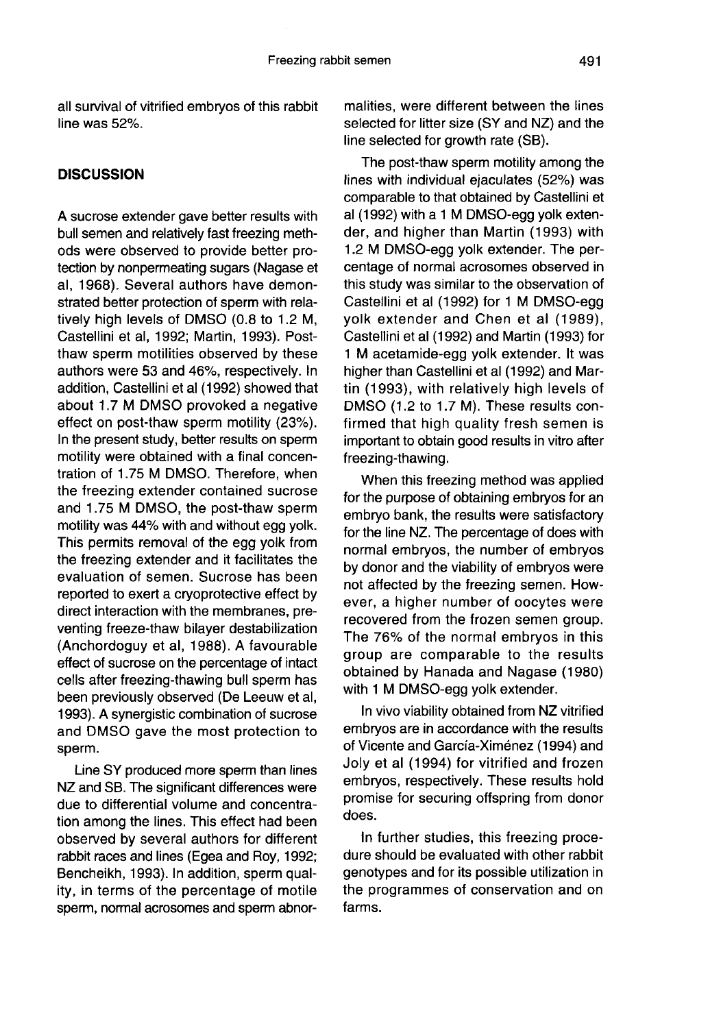all survival of vitrified embryos of this rabbit line was 52%.

## DISCUSSION

A sucrose extender gave better results with bull semen and relatively fast freezing methods were observed to provide better protection by nonpermeating sugars (Nagase et al, 1968). Several authors have demonstrated better protection of sperm with relatively high levels of DMSO (0.8 to 1.2 M, Castellini et al, 1992; Martin, 1993). Post-thaw sperm motilities observed by these authors were 53 and 46%, respectively. In addition, Castellini et al (1992) showed that about 1.7 M DMSO provoked a negative effect on post-thaw sperm motility (23%). In the present study, better results on sperm motility were obtained with a final concentration of 1.75 M DMSO. Therefore, when the freezing extender contained sucrose and 1.75 M DMSO, the post-thaw sperm motility was 44% with and without egg yolk. This permits removal of the egg yolk from the freezing extender and it facilitates the evaluation of semen. Sucrose has been reported to exert a cryoprotective effect by direct interaction with the membranes, preventing freeze-thaw bilayer destabilization (Anchordoguy et al, 1988). A favourable effect of sucrose on the percentage of intact cells after freezing-thawing bull sperm has been previously observed (De Leeuw et al, 1993). A synergistic combination of sucrose and DMSO gave the most protection to sperm.

Line SY produced more sperm than lines NZ and SB. The significant differences were due to differential volume and concentration among the lines. This effect had been observed by several authors for different rabbit races and lines (Egea and Roy, 1992; Bencheikh, 1993). In addition, sperm quality, in terms of the percentage of motile sperm, normal acrosomes and sperm abnormalities, were different between the lines selected for litter size (SY and NZ) and the line selected for growth rate (SB).

The post-thaw sperm motility among the lines with individual ejaculates (52%) was comparable to that obtained by Castellini et al (1992) with a 1 M DMSO-egg yolk extender, and higher than Martin (1993) with 1.2 M DMSO-egg yolk extender. The percentage of normal acrosomes observed in this study was similar to the observation of Castellini et al (1992) for 1 M DMSO-egg yolk extender and Chen et al (1989), Castellini et al (1992) and Martin (1993) for 1 M acetamide-egg yolk extender. It was higher than Castellini et al (1992) and Martin (1993), with relatively high levels of DMSO (1.2 to 1.7 M). These results confirmed that high quality fresh semen is important to obtain good results in vitro after freezing-thawing.

When this freezing method was applied for the purpose of obtaining embryos for an embryo bank, the results were satisfactory for the line NZ. The percentage of does with normal embryos, the number of embryos by donor and the viability of embryos were not affected by the freezing semen. However, a higher number of oocytes were recovered from the frozen semen group. The 76% of the normal embryos in this group are comparable to the results obtained by Hanada and Nagase (1980) with 1 M DMSO-egg yolk extender.

In vivo viability obtained from NZ vitrified embryos are in accordance with the results of Vicente and García-Ximénez (1994) and Joly et al (1994) for vitrified and frozen embryos, respectively. These results hold promise for securing offspring from donor does.

In further studies, this freezing procedure should be evaluated with other rabbit genotypes and for its possible utilization in the programmes of conservation and on farms.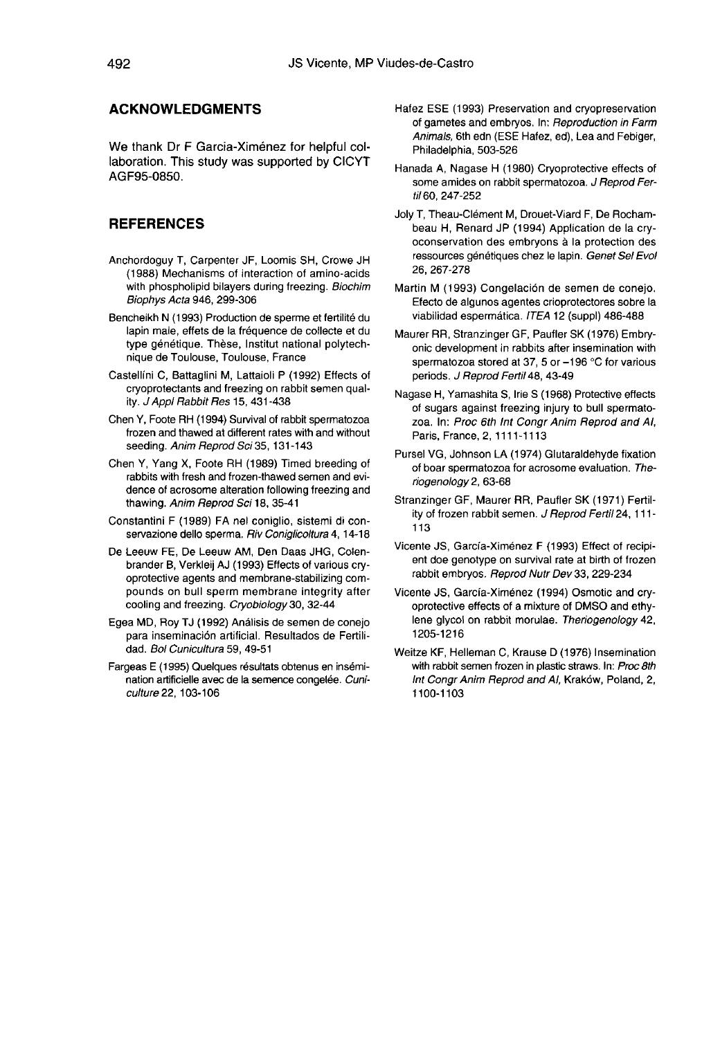## ACKNOWLEDGMENTS

We thank Dr F Garcia-Ximénez for helpful collaboration. This study was supported by CICYT AGF95-0850.

## REFERENCES

Anchordoguy T, Carpenter JF, Loomis SH, Crowe JH (1988) Mechanisms of interaction of amino-acids with phospholipid bilayers during freezing. *Biochim Biophys Acta* 946, 299-306

Bencheikh N (1993) Production de sperme et fertilité du lapin male, effets de la fréquence de collecte et du type génétique. Thèse, Institut national polytechnique de Toulouse, Toulouse, France

Castellini C, Battaglini M, Lattaioli P (1992) Effects of cryoprotectants and freezing on rabbit semen quality. *J Appl Rabbit Res* 15, 431-438

Chen Y, Foote RH (1994) Survival of rabbit spermatozoa frozen and thawed at different rates with and without seeding. *Anim Reprod Sci* 35, 131-143

Chen Y, Yang X, Foote RH (1989) Timed breeding of rabbits with fresh and frozen-thawed semen and evidence of acrosome alteration following freezing and thawing. *Anim Reprod Sci* 18, 35-41

Constantini F (1989) FA nel coniglio, sistemi di conservazione dello sperma. *Riv Coniglicoltura* 4, 14-18

De Leeuw FE, De Leeuw AM, Den Daas JHG, Colenbrander B, Verkleij AJ (1993) Effects of various cryoprotective agents and membrane-stabilizing compounds on bull sperm membrane integrity after cooling and freezing. *Cryobiology* 30, 32-44

Egea MD, Roy TJ (1992) Análisis de semen de conejo para inseminación artificial. Resultados de Fertilidad. *Bol Cunicultura* 59, 49-51

Fargeas E (1995) Quelques résultats obtenus en insémination artificielle avec de la semence congelée. *Cuniculture* 22, 103-106

Hafez ESE (1993) Preservation and cryopreservation of gametes and embryos. In: *Reproduction in Farm Animals*, 6th edn (ESE Hafez, ed), Lea and Febiger, Philadelphia, 503-526

Hanada A, Nagase H (1980) Cryoprotective effects of some amides on rabbit spermatozoa. *J Reprod Fertil* 60, 247-252

Joly T, Theau-Clément M, Drouet-Viard F, De Rochambeau H, Renard JP (1994) Application de la cryoconservation des embryons à la protection des ressources génétiques chez le lapin. *Genet Sel Evol* 26, 267-278

Martin M (1993) Congelación de semen de conejo. Efecto de algunos agentes crioprotectores sobre la viabilidad espermática. *ITEA* 12 (suppl) 486-488

Maurer RR, Stranzinger GF, Paufler SK (1976) Embryonic development in rabbits after insemination with spermatozoa stored at 37, 5 or −196 °C for various periods. *J Reprod Fertil* 48, 43-49

Nagase H, Yamashita S, Irie S (1968) Protective effects of sugars against freezing injury to bull spermatozoa. In: *Proc 6th Int Congr Anim Reprod and AI*, Paris, France, 2, 1111-1113

Pursel VG, Johnson LA (1974) Glutaraldehyde fixation of boar spermatozoa for acrosome evaluation. *Theriogenology* 2, 63-68

Stranzinger GF, Maurer RR, Paufler SK (1971) Fertility of frozen rabbit semen. *J Reprod Fertil* 24, 111-113

Vicente JS, García-Ximénez F (1993) Effect of recipient doe genotype on survival rate at birth of frozen rabbit embryos. *Reprod Nutr Dev* 33, 229-234

Vicente JS, García-Ximénez (1994) Osmotic and cryoprotective effects of a mixture of DMSO and ethylene glycol on rabbit morulae. *Theriogenology* 42, 1205-1216

Weitze KF, Helleman C, Krause D (1976) Insemination with rabbit semen frozen in plastic straws. In: *Proc 8th Int Congr Anim Reprod and AI*, Kraków, Poland, 2, 1100-1103